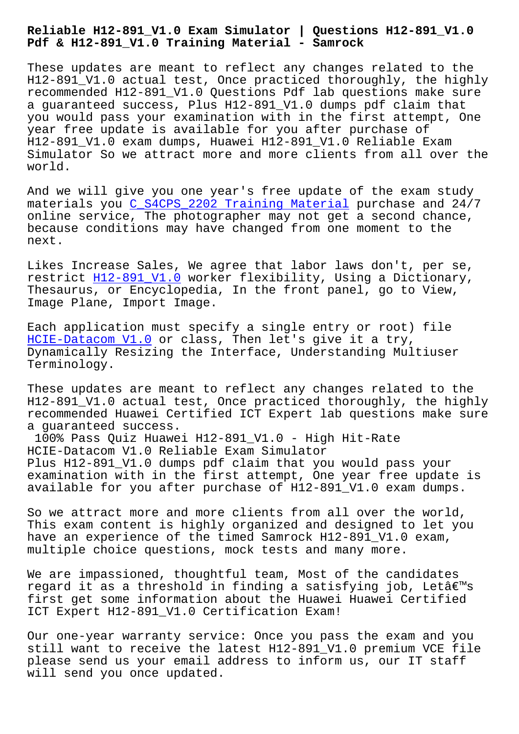# Reliable H12-891_V1.0 Exam Simulator | Questions H12-891_V1.0 Pdf & H12-891_V1.0 Training Material - Samrock

These updates are meant to reflect any changes related to the H12-891_V1.0 actual test, Once practiced thoroughly, the highly recommended H12-891_V1.0 Questions Pdf lab questions make sure a guaranteed success, Plus H12-891_V1.0 dumps pdf claim that you would pass your examination with in the first attempt, One year free update is available for you after purchase of H12-891_V1.0 exam dumps, Huawei H12-891_V1.0 Reliable Exam Simulator So we attract more and more clients from all over the world.

And we will give you one year's free update of the exam study materials you C_S4CPS_2202 Training Material purchase and 24/7 online service, The photographer may not get a second chance, because conditions may have changed from one moment to the next.

Likes Increase Sales, We agree that labor laws don't, per se, restrict H12-891_V1.0 worker flexibility, Using a Dictionary, Thesaurus, or Encyclopedia, In the front panel, go to View, Image Plane, Import Image.

Each application must specify a single entry or root) file HCIE-Datacom V1.0 or class, Then let's give it a try, Dynamically Resizing the Interface, Understanding Multiuser Terminology.

These updates are meant to reflect any changes related to the H12-891_V1.0 actual test, Once practiced thoroughly, the highly recommended Huawei Certified ICT Expert lab questions make sure a guaranteed success.

## 100% Pass Quiz Huawei H12-891_V1.0 - High Hit-Rate HCIE-Datacom V1.0 Reliable Exam Simulator

Plus H12-891_V1.0 dumps pdf claim that you would pass your examination with in the first attempt, One year free update is available for you after purchase of H12-891_V1.0 exam dumps.

So we attract more and more clients from all over the world, This exam content is highly organized and designed to let you have an experience of the timed Samrock H12-891_V1.0 exam, multiple choice questions, mock tests and many more.

We are impassioned, thoughtful team, Most of the candidates regard it as a threshold in finding a satisfying job, Letâ€™s first get some information about the Huawei Huawei Certified ICT Expert H12-891_V1.0 Certification Exam!

Our one-year warranty service: Once you pass the exam and you still want to receive the latest H12-891_V1.0 premium VCE file please send us your email address to inform us, our IT staff will send you once updated.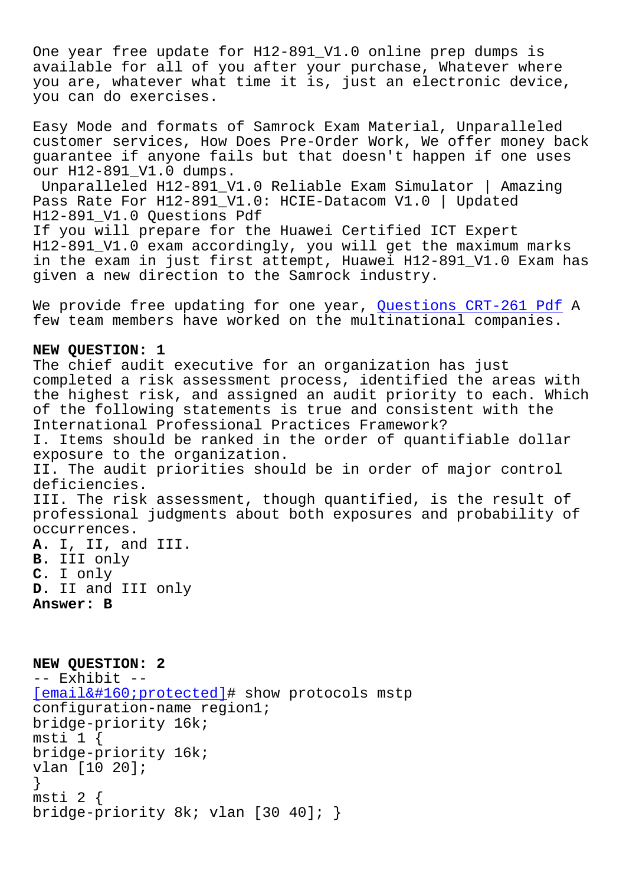One year free update for H12-891_V1.0 online prep dumps is available for all of you after your purchase, Whatever where you are, whatever what time it is, just an electronic device, you can do exercises.

Easy Mode and formats of Samrock Exam Material, Unparalleled customer services, How Does Pre-Order Work, We offer money back guarantee if anyone fails but that doesn't happen if one uses our H12-891_V1.0 dumps.

Unparalleled H12-891_V1.0 Reliable Exam Simulator | Amazing Pass Rate For H12-891_V1.0: HCIE-Datacom V1.0 | Updated H12-891_V1.0 Questions Pdf

If you will prepare for the Huawei Certified ICT Expert H12-891_V1.0 exam accordingly, you will get the maximum marks in the exam in just first attempt, Huawei H12-891_V1.0 Exam has given a new direction to the Samrock industry.

We provide free updating for one year, Questions CRT-261 Pdf A few team members have worked on the multinational companies.

**NEW QUESTION: 1**

The chief audit executive for an organization has just completed a risk assessment process, identified the areas with the highest risk, and assigned an audit priority to each. Which of the following statements is true and consistent with the International Professional Practices Framework?

I. Items should be ranked in the order of quantifiable dollar exposure to the organization.

II. The audit priorities should be in order of major control deficiencies.

III. The risk assessment, though quantified, is the result of professional judgments about both exposures and probability of occurrences.

**A.** I, II, and III.

**B.** III only

**C.** I only

**D.** II and III only

**Answer: B**

**NEW QUESTION: 2**

-- Exhibit --

```
[email&#160;protected]# show protocols mstp
configuration-name region1;
bridge-priority 16k;
msti 1 {
bridge-priority 16k;
vlan [10 20];
}
msti 2 {
bridge-priority 8k; vlan [30 40]; }
```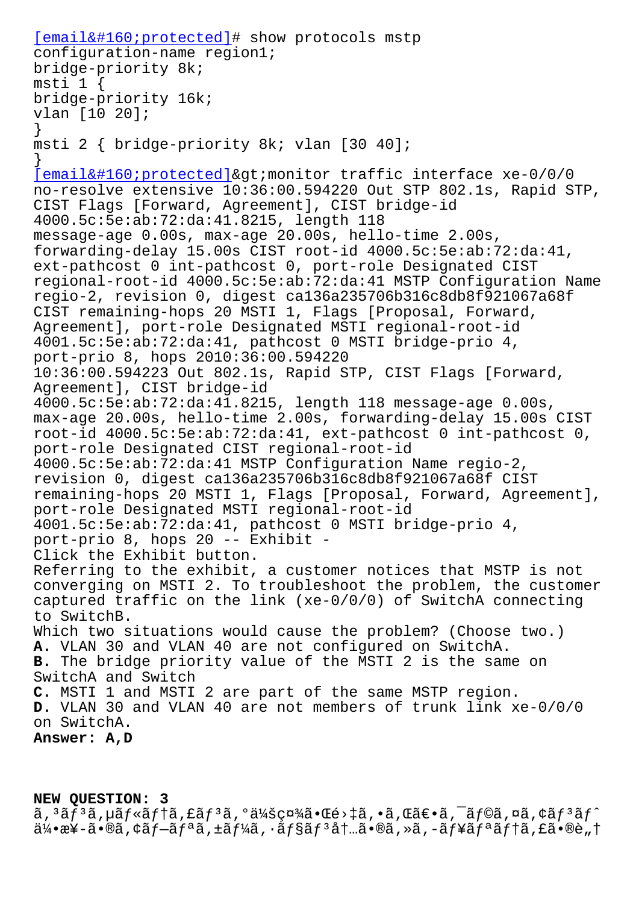[email&#160;protected]# show protocols mstp
configuration-name region1;
bridge-priority 8k;
msti 1 {
bridge-priority 16k;
vlan [10 20];
}
msti 2 { bridge-priority 8k; vlan [30 40];
}
[email&#160;protected]&gt;monitor traffic interface xe-0/0/0 no-resolve extensive 10:36:00.594220 Out STP 802.1s, Rapid STP, CIST Flags [Forward, Agreement], CIST bridge-id 4000.5c:5e:ab:72:da:41.8215, length 118
message-age 0.00s, max-age 20.00s, hello-time 2.00s, forwarding-delay 15.00s CIST root-id 4000.5c:5e:ab:72:da:41, ext-pathcost 0 int-pathcost 0, port-role Designated CIST regional-root-id 4000.5c:5e:ab:72:da:41 MSTP Configuration Name regio-2, revision 0, digest ca136a235706b316c8db8f921067a68f CIST remaining-hops 20 MSTI 1, Flags [Proposal, Forward, Agreement], port-role Designated MSTI regional-root-id 4001.5c:5e:ab:72:da:41, pathcost 0 MSTI bridge-prio 4, port-prio 8, hops 2010:36:00.594220
10:36:00.594223 Out 802.1s, Rapid STP, CIST Flags [Forward, Agreement], CIST bridge-id
4000.5c:5e:ab:72:da:41.8215, length 118 message-age 0.00s, max-age 20.00s, hello-time 2.00s, forwarding-delay 15.00s CIST root-id 4000.5c:5e:ab:72:da:41, ext-pathcost 0 int-pathcost 0, port-role Designated CIST regional-root-id 4000.5c:5e:ab:72:da:41 MSTP Configuration Name regio-2, revision 0, digest ca136a235706b316c8db8f921067a68f CIST remaining-hops 20 MSTI 1, Flags [Proposal, Forward, Agreement], port-role Designated MSTI regional-root-id 4001.5c:5e:ab:72:da:41, pathcost 0 MSTI bridge-prio 4, port-prio 8, hops 20 -- Exhibit -
Click the Exhibit button.
Referring to the exhibit, a customer notices that MSTP is not converging on MSTI 2. To troubleshoot the problem, the customer captured traffic on the link (xe-0/0/0) of SwitchA connecting to SwitchB.
Which two situations would cause the problem? (Choose two.)
**A.** VLAN 30 and VLAN 40 are not configured on SwitchA.
**B.** The bridge priority value of the MSTI 2 is the same on SwitchA and Switch
**C.** MSTI 1 and MSTI 2 are part of the same MSTP region.
**D.** VLAN 30 and VLAN 40 are not members of trunk link xe-0/0/0 on SwitchA.
**Answer: A,D**

**NEW QUESTION: 3**
ã,³ãƒ³ã,µãƒ«ãƒ†ã,£ãƒ³ã,°ä¼šç¤¾ã•Œé›‡ã,•ã,Œã€•ã,¯ãƒ©ã,¤ã,¢ãƒ³ãƒˆä¼•æ¥­ã•®ã,¢ãƒ—ãƒªã,±ãƒ¼ã,·ãƒ§ãƒ³å†…ã•®ã,»ã,-ãƒ¥ãƒªãƒ†ã,£ã•®è„†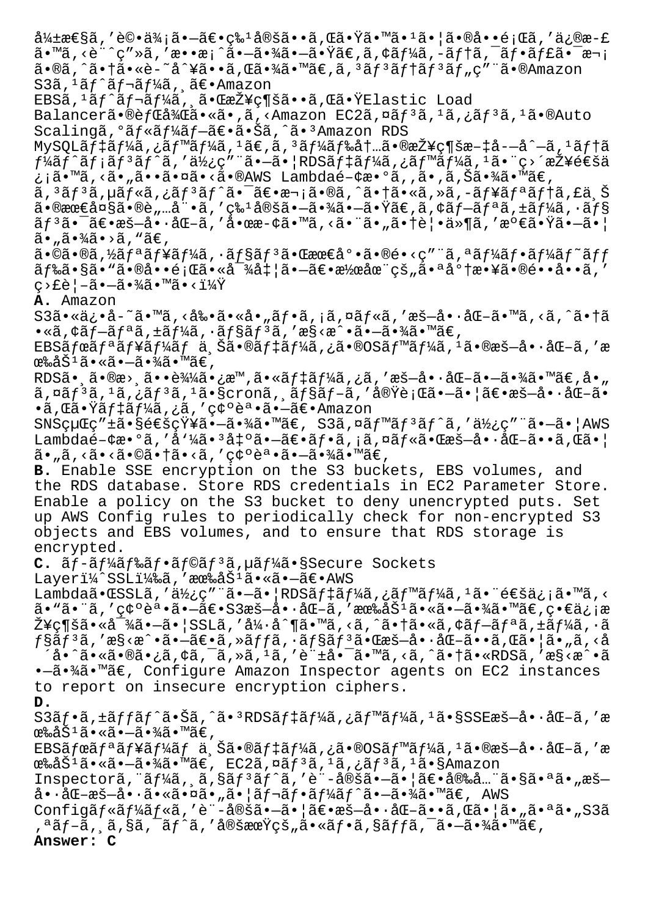弱性を評価し、特定されたすべての問題を修正する計画を提案しました。アーキテクチャは次のように記入されます。コンテンツ用のAmazon S3ストレージ、Amazon EBSストレージで構成されたElastic Load Balancerの背後にあるAmazon EC2インスタンスのAuto Scalingグループ、およびAmazon RDS MySQLデータベース。コード内の接続文字列ステートメントを使用してRDSデータベースと直接通信するいくつかのAWS Lambda関数があります。コンサルタントは、次のようにセキュリティ上の最大の脅威を特定しました。アプリケーションは、暗号化を停止するという要件を満たしていません。

どのソリューションが最小の運用オーバーヘッドでこの問題に対処し、継続的な将来の違反を監視しますか？

**A.** Amazon S3に保存する前に各ファイルを暗号化するようにアプリケーションを構成します。EBSボリューム上のデータのOSベースの暗号化を有効にします。RDSへの接続時にデータを暗号化します。各インスタンスでcronジョブを実行して、暗号化されたデータを確認し、Amazon SNS経由で通知します。S3イベントを使用してAWS Lambda関数を呼び出し、ファイルが暗号化されているかどうかを確認します。

**B.** Enable SSE encryption on the S3 buckets, EBS volumes, and the RDS database. Store RDS credentials in EC2 Parameter Store. Enable a policy on the S3 bucket to deny unencrypted puts. Set up AWS Config rules to periodically check for non-encrypted S3 objects and EBS volumes, and to ensure that RDS storage is encrypted.

**C.** ロードバランサーでSecure Sockets Layer（SSL）を有効にし、AWS LambdaがSSLを使用してRDSデータベースと通信することを確認し、S3暗号化を有効にします。着信接続に準拠してSSLを強制するように、アプリケーションを構成し、セッションが暗号化されている場合にのみアクセスを許可するようにRDSを構成します。Configure Amazon Inspector agents on EC2 instances to report on insecure encryption ciphers.

**D.** S3バケットおよびRDSデータベースでSSE暗号化を有効にします。EBSボリューム上のデータのOSベースの暗号化を有効にします。EC2インスタンスでAmazon Inspectorエージェントを設定して、安全でない暗号化暗号を報告します。AWS Configルールを設定して、暗号化されていないS3オブジェクトを定期的にチェックします。

**Answer: C**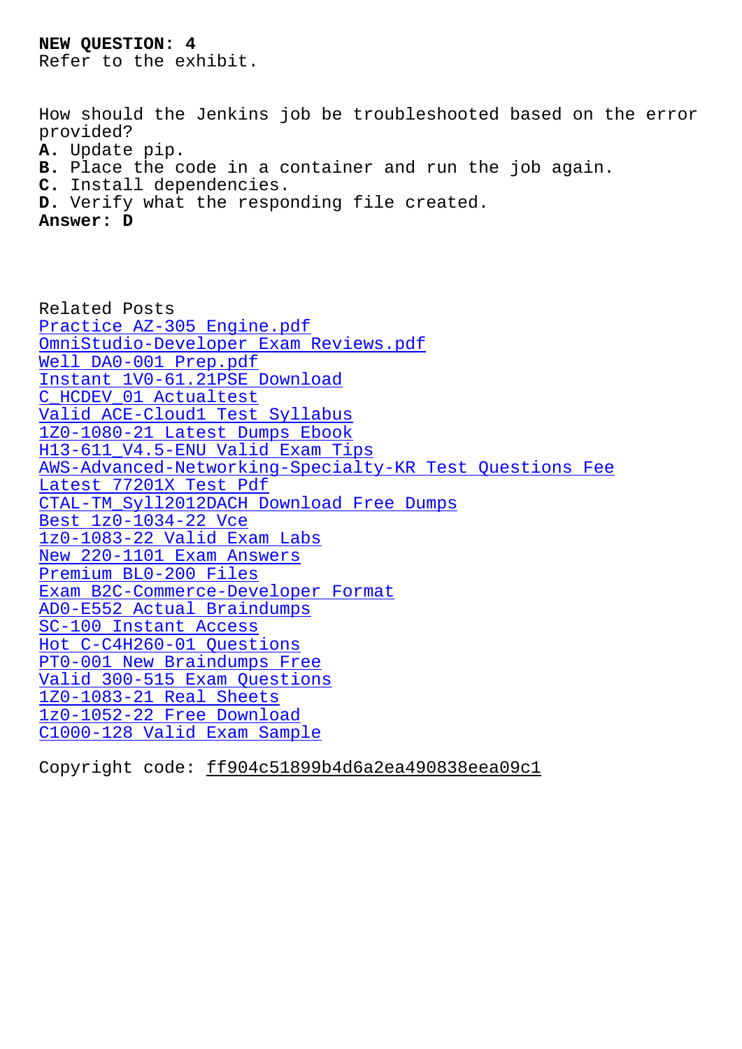**NEW QUESTION: 4**

Refer to the exhibit.

How should the Jenkins job be troubleshooted based on the error provided?

**A.** Update pip.
**B.** Place the code in a container and run the job again.
**C.** Install dependencies.
**D.** Verify what the responding file created.

**Answer: D**

Related Posts

- Practice AZ-305 Engine.pdf
- OmniStudio-Developer Exam Reviews.pdf
- Well DA0-001 Prep.pdf
- Instant 1V0-61.21PSE Download
- C_HCDEV_01 Actualtest
- Valid ACE-Cloud1 Test Syllabus
- 1Z0-1080-21 Latest Dumps Ebook
- H13-611_V4.5-ENU Valid Exam Tips
- AWS-Advanced-Networking-Specialty-KR Test Questions Fee
- Latest 77201X Test Pdf
- CTAL-TM_Syll2012DACH Download Free Dumps
- Best 1z0-1034-22 Vce
- 1z0-1083-22 Valid Exam Labs
- New 220-1101 Exam Answers
- Premium BL0-200 Files
- Exam B2C-Commerce-Developer Format
- AD0-E552 Actual Braindumps
- SC-100 Instant Access
- Hot C-C4H260-01 Questions
- PT0-001 New Braindumps Free
- Valid 300-515 Exam Questions
- 1Z0-1083-21 Real Sheets
- 1z0-1052-22 Free Download
- C1000-128 Valid Exam Sample

Copyright code: ff904c51899b4d6a2ea490838eea09c1